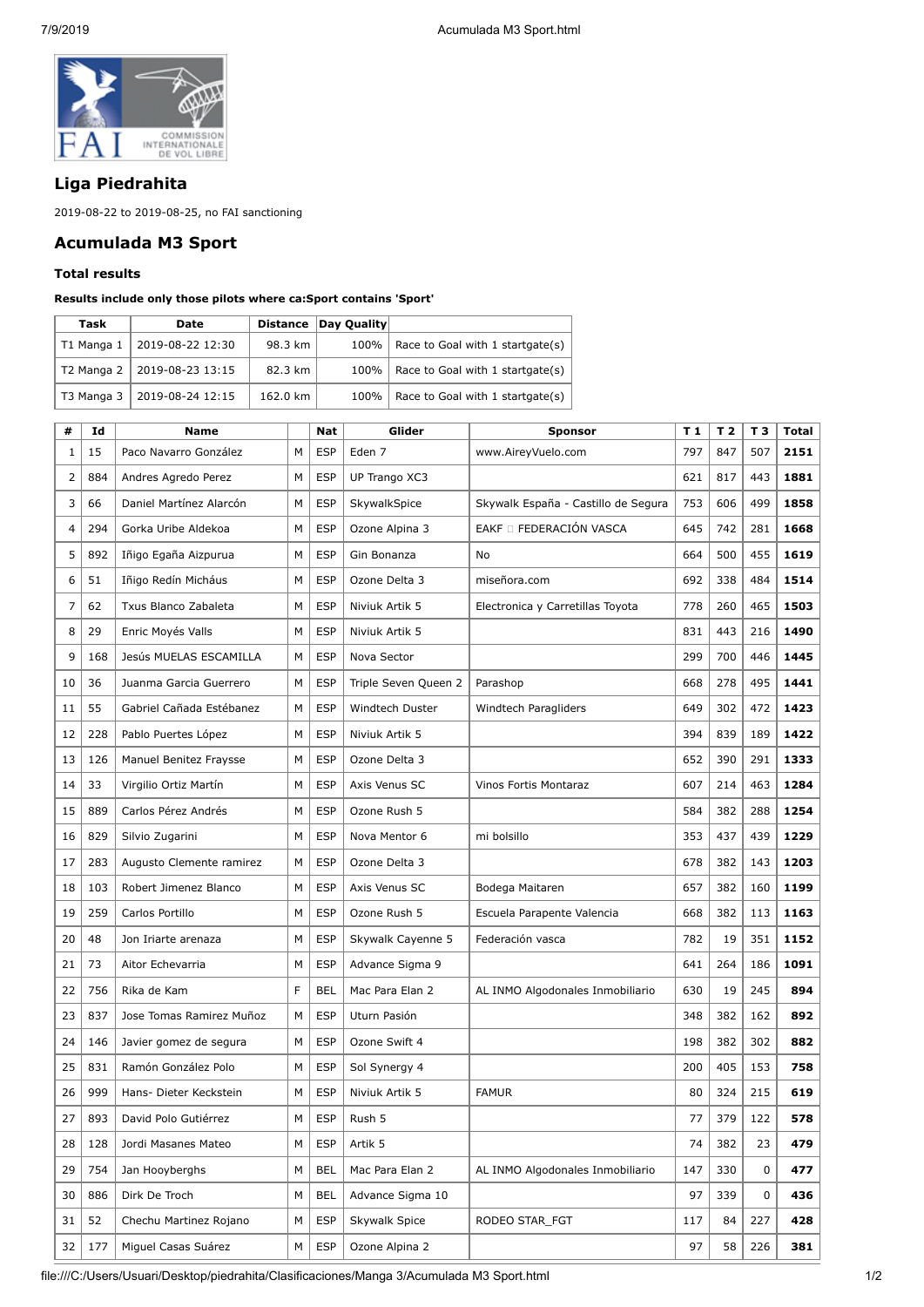## Liga Piedrahita

2019-08-22 to 2019-08-25, no FAI sanctioning

## Acumulada M3 Sport

### Total results

**Results include only those pilots where ca:Sport contains 'Sport'**

| Task | Date | Distance | Day Quality | |
|---|---|---|---|---|
| T1 Manga 1 | 2019-08-22 12:30 | 98.3 km | 100% | Race to Goal with 1 startgate(s) |
| T2 Manga 2 | 2019-08-23 13:15 | 82.3 km | 100% | Race to Goal with 1 startgate(s) |
| T3 Manga 3 | 2019-08-24 12:15 | 162.0 km | 100% | Race to Goal with 1 startgate(s) |

| # | Id | Name | | Nat | Glider | Sponsor | T 1 | T 2 | T 3 | Total |
|---|---|---|---|---|---|---|---|---|---|---|
| 1 | 15 | Paco Navarro González | M | ESP | Eden 7 | www.AireyVuelo.com | 797 | 847 | 507 | **2151** |
| 2 | 884 | Andres Agredo Perez | M | ESP | UP Trango XC3 | | 621 | 817 | 443 | **1881** |
| 3 | 66 | Daniel Martínez Alarcón | M | ESP | SkywalkSpice | Skywalk España - Castillo de Segura | 753 | 606 | 499 | **1858** |
| 4 | 294 | Gorka Uribe Aldekoa | M | ESP | Ozone Alpina 3 | EAKF  FEDERACIÓN VASCA | 645 | 742 | 281 | **1668** |
| 5 | 892 | Iñigo Egaña Aizpurua | M | ESP | Gin Bonanza | No | 664 | 500 | 455 | **1619** |
| 6 | 51 | Iñigo Redín Micháus | M | ESP | Ozone Delta 3 | miseñora.com | 692 | 338 | 484 | **1514** |
| 7 | 62 | Txus Blanco Zabaleta | M | ESP | Niviuk Artik 5 | Electronica y Carretillas Toyota | 778 | 260 | 465 | **1503** |
| 8 | 29 | Enric Moyés Valls | M | ESP | Niviuk Artik 5 | | 831 | 443 | 216 | **1490** |
| 9 | 168 | Jesús MUELAS ESCAMILLA | M | ESP | Nova Sector | | 299 | 700 | 446 | **1445** |
| 10 | 36 | Juanma Garcia Guerrero | M | ESP | Triple Seven Queen 2 | Parashop | 668 | 278 | 495 | **1441** |
| 11 | 55 | Gabriel Cañada Estébanez | M | ESP | Windtech Duster | Windtech Paragliders | 649 | 302 | 472 | **1423** |
| 12 | 228 | Pablo Puertes López | M | ESP | Niviuk Artik 5 | | 394 | 839 | 189 | **1422** |
| 13 | 126 | Manuel Benitez Fraysse | M | ESP | Ozone Delta 3 | | 652 | 390 | 291 | **1333** |
| 14 | 33 | Virgilio Ortiz Martín | M | ESP | Axis Venus SC | Vinos Fortis Montaraz | 607 | 214 | 463 | **1284** |
| 15 | 889 | Carlos Pérez Andrés | M | ESP | Ozone Rush 5 | | 584 | 382 | 288 | **1254** |
| 16 | 829 | Silvio Zugarini | M | ESP | Nova Mentor 6 | mi bolsillo | 353 | 437 | 439 | **1229** |
| 17 | 283 | Augusto Clemente ramirez | M | ESP | Ozone Delta 3 | | 678 | 382 | 143 | **1203** |
| 18 | 103 | Robert Jimenez Blanco | M | ESP | Axis Venus SC | Bodega Maitaren | 657 | 382 | 160 | **1199** |
| 19 | 259 | Carlos Portillo | M | ESP | Ozone Rush 5 | Escuela Parapente Valencia | 668 | 382 | 113 | **1163** |
| 20 | 48 | Jon Iriarte arenaza | M | ESP | Skywalk Cayenne 5 | Federación vasca | 782 | 19 | 351 | **1152** |
| 21 | 73 | Aitor Echevarria | M | ESP | Advance Sigma 9 | | 641 | 264 | 186 | **1091** |
| 22 | 756 | Rika de Kam | F | BEL | Mac Para Elan 2 | AL INMO Algodonales Inmobiliario | 630 | 19 | 245 | **894** |
| 23 | 837 | Jose Tomas Ramirez Muñoz | M | ESP | Uturn Pasión | | 348 | 382 | 162 | **892** |
| 24 | 146 | Javier gomez de segura | M | ESP | Ozone Swift 4 | | 198 | 382 | 302 | **882** |
| 25 | 831 | Ramón González Polo | M | ESP | Sol Synergy 4 | | 200 | 405 | 153 | **758** |
| 26 | 999 | Hans- Dieter Keckstein | M | ESP | Niviuk Artik 5 | FAMUR | 80 | 324 | 215 | **619** |
| 27 | 893 | David Polo Gutiérrez | M | ESP | Rush 5 | | 77 | 379 | 122 | **578** |
| 28 | 128 | Jordi Masanes Mateo | M | ESP | Artik 5 | | 74 | 382 | 23 | **479** |
| 29 | 754 | Jan Hooyberghs | M | BEL | Mac Para Elan 2 | AL INMO Algodonales Inmobiliario | 147 | 330 | 0 | **477** |
| 30 | 886 | Dirk De Troch | M | BEL | Advance Sigma 10 | | 97 | 339 | 0 | **436** |
| 31 | 52 | Chechu Martinez Rojano | M | ESP | Skywalk Spice | RODEO STAR_FGT | 117 | 84 | 227 | **428** |
| 32 | 177 | Miguel Casas Suárez | M | ESP | Ozone Alpina 2 | | 97 | 58 | 226 | **381** |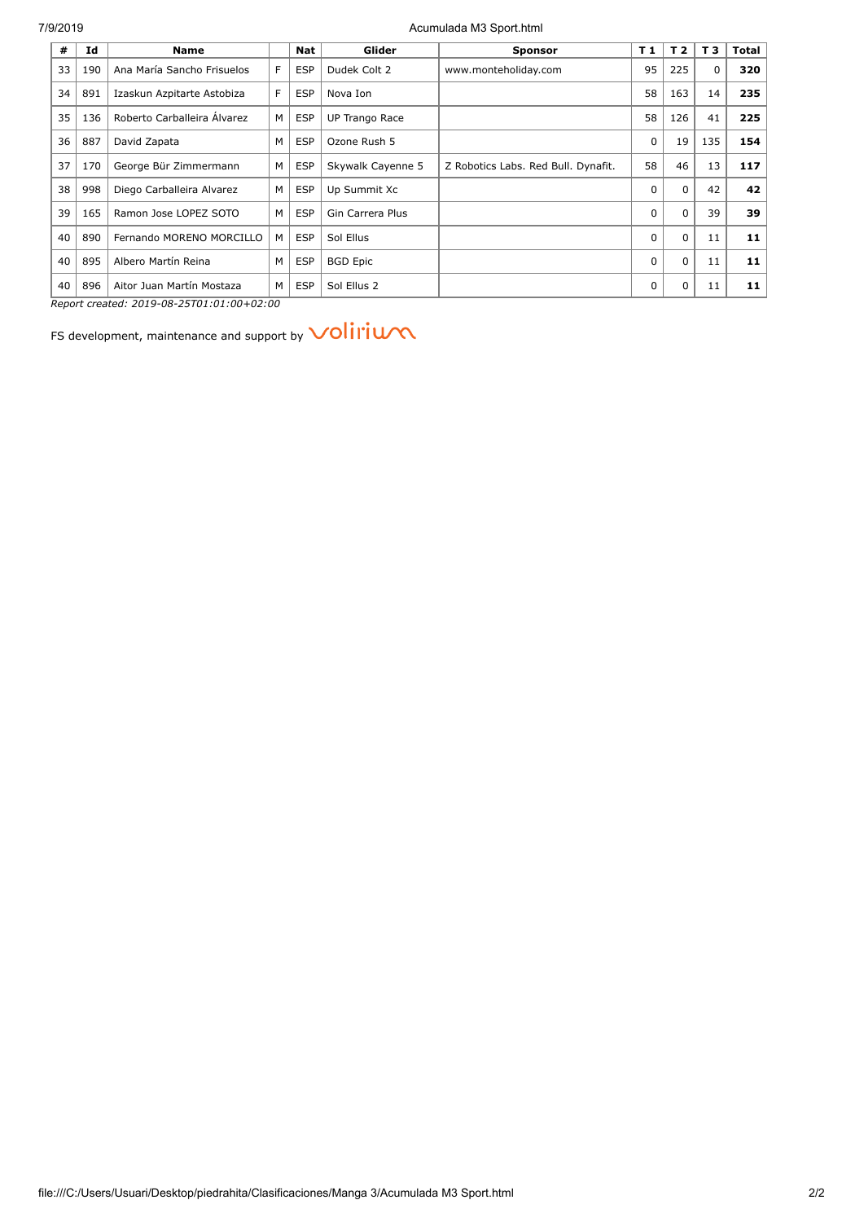| # | Id | Name | | Nat | Glider | Sponsor | T 1 | T 2 | T 3 | Total |
|---|---|---|---|---|---|---|---|---|---|---|
| 33 | 190 | Ana María Sancho Frisuelos | F | ESP | Dudek Colt 2 | www.monteholiday.com | 95 | 225 | 0 | **320** |
| 34 | 891 | Izaskun Azpitarte Astobiza | F | ESP | Nova Ion | | 58 | 163 | 14 | **235** |
| 35 | 136 | Roberto Carballeira Álvarez | M | ESP | UP Trango Race | | 58 | 126 | 41 | **225** |
| 36 | 887 | David Zapata | M | ESP | Ozone Rush 5 | | 0 | 19 | 135 | **154** |
| 37 | 170 | George Bür Zimmermann | M | ESP | Skywalk Cayenne 5 | Z Robotics Labs. Red Bull. Dynafit. | 58 | 46 | 13 | **117** |
| 38 | 998 | Diego Carballeira Alvarez | M | ESP | Up Summit Xc | | 0 | 0 | 42 | **42** |
| 39 | 165 | Ramon Jose LOPEZ SOTO | M | ESP | Gin Carrera Plus | | 0 | 0 | 39 | **39** |
| 40 | 890 | Fernando MORENO MORCILLO | M | ESP | Sol Ellus | | 0 | 0 | 11 | **11** |
| 40 | 895 | Albero Martín Reina | M | ESP | BGD Epic | | 0 | 0 | 11 | **11** |
| 40 | 896 | Aitor Juan Martín Mostaza | M | ESP | Sol Ellus 2 | | 0 | 0 | 11 | **11** |

*Report created: 2019-08-25T01:01:00+02:00*

FS development, maintenance and support by volirium